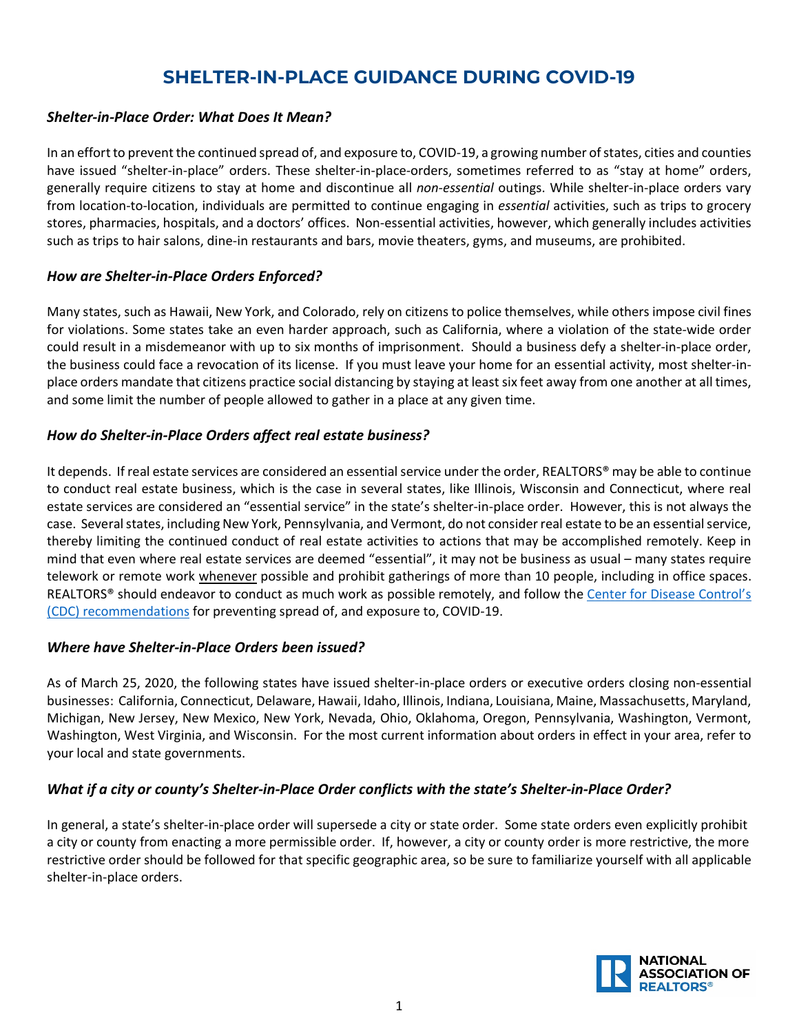# SHELTER-IN-PLACE GUIDANCE DURING COVID-19

### *Shelter-in-Place Order: What Does It Mean?*

In an effort to prevent the continued spread of, and exposure to, COVID-19, a growing number of states, cities and counties have issued "shelter-in-place" orders. These shelter-in-place-orders, sometimes referred to as "stay at home" orders, generally require citizens to stay at home and discontinue all *non-essential* outings. While shelter-in-place orders vary from location-to-location, individuals are permitted to continue engaging in *essential* activities, such as trips to grocery stores, pharmacies, hospitals, and a doctors' offices. Non-essential activities, however, which generally includes activities such as trips to hair salons, dine-in restaurants and bars, movie theaters, gyms, and museums, are prohibited.

### *How are Shelter-in-Place Orders Enforced?*

Many states, such as Hawaii, New York, and Colorado, rely on citizens to police themselves, while others impose civil fines for violations. Some states take an even harder approach, such as California, where a violation of the state-wide order could result in a misdemeanor with up to six months of imprisonment. Should a business defy a shelter-in-place order, the business could face a revocation of its license. If you must leave your home for an essential activity, most shelter-in-place orders mandate that citizens practice social distancing by staying at least six feet away from one another at all times, and some limit the number of people allowed to gather in a place at any given time.

### *How do Shelter-in-Place Orders affect real estate business?*

It depends. If real estate services are considered an essential service under the order, REALTORS® may be able to continue to conduct real estate business, which is the case in several states, like Illinois, Wisconsin and Connecticut, where real estate services are considered an "essential service" in the state's shelter-in-place order. However, this is not always the case. Several states, including New York, Pennsylvania, and Vermont, do not consider real estate to be an essential service, thereby limiting the continued conduct of real estate activities to actions that may be accomplished remotely. Keep in mind that even where real estate services are deemed "essential", it may not be business as usual – many states require telework or remote work whenever possible and prohibit gatherings of more than 10 people, including in office spaces. REALTORS® should endeavor to conduct as much work as possible remotely, and follow the Center for Disease Control's (CDC) recommendations for preventing spread of, and exposure to, COVID-19.

### *Where have Shelter-in-Place Orders been issued?*

As of March 25, 2020, the following states have issued shelter-in-place orders or executive orders closing non-essential businesses: California, Connecticut, Delaware, Hawaii, Idaho, Illinois, Indiana, Louisiana, Maine, Massachusetts, Maryland, Michigan, New Jersey, New Mexico, New York, Nevada, Ohio, Oklahoma, Oregon, Pennsylvania, Washington, Vermont, Washington, West Virginia, and Wisconsin. For the most current information about orders in effect in your area, refer to your local and state governments.

### *What if a city or county's Shelter-in-Place Order conflicts with the state's Shelter-in-Place Order?*

In general, a state's shelter-in-place order will supersede a city or state order. Some state orders even explicitly prohibit a city or county from enacting a more permissible order. If, however, a city or county order is more restrictive, the more restrictive order should be followed for that specific geographic area, so be sure to familiarize yourself with all applicable shelter-in-place orders.

NATIONAL ASSOCIATION OF REALTORS®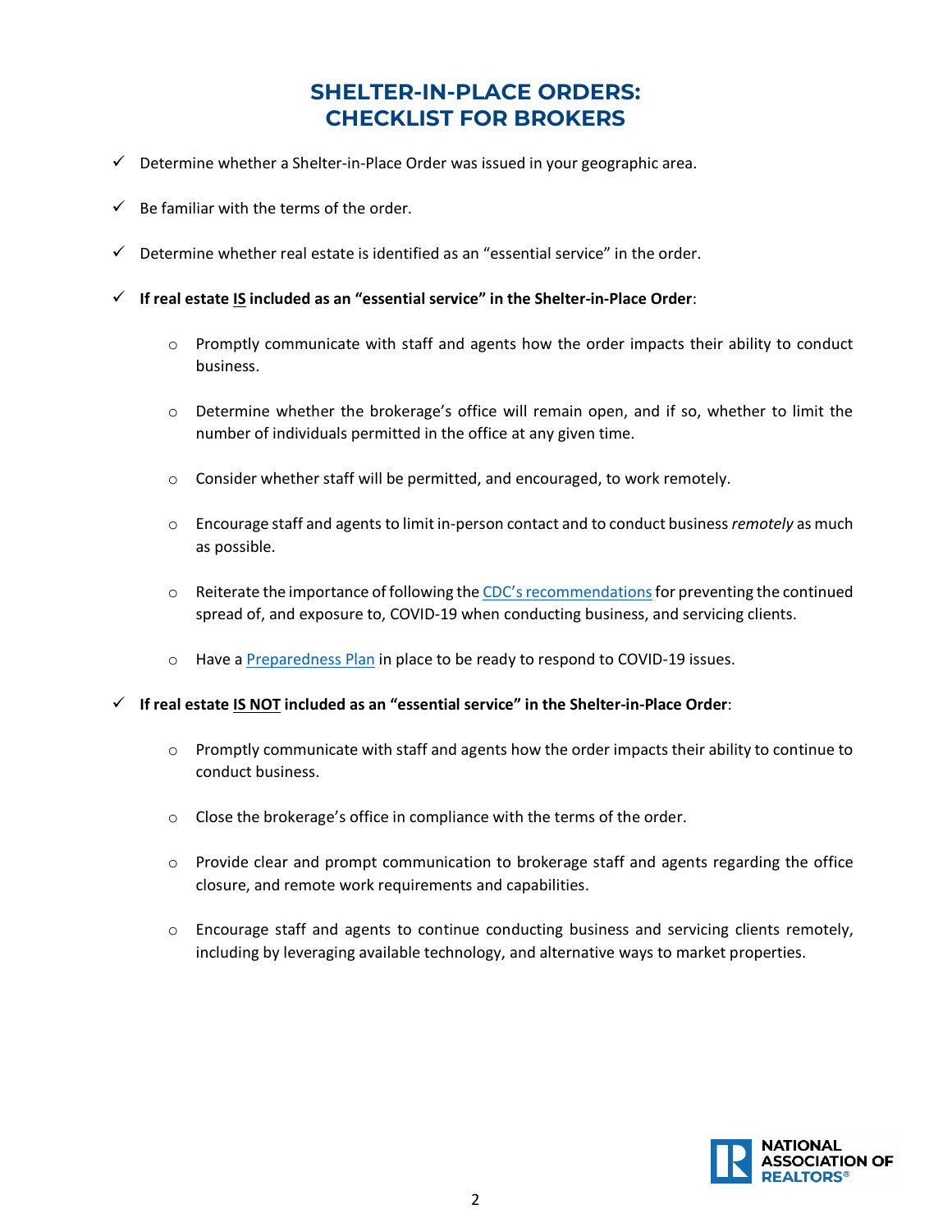# SHELTER-IN-PLACE ORDERS: CHECKLIST FOR BROKERS

- ✓ Determine whether a Shelter-in-Place Order was issued in your geographic area.
- ✓ Be familiar with the terms of the order.
- ✓ Determine whether real estate is identified as an "essential service" in the order.
- ✓ **If real estate <u>IS</u> included as an "essential service" in the Shelter-in-Place Order**:
  - Promptly communicate with staff and agents how the order impacts their ability to conduct business.
  - Determine whether the brokerage's office will remain open, and if so, whether to limit the number of individuals permitted in the office at any given time.
  - Consider whether staff will be permitted, and encouraged, to work remotely.
  - Encourage staff and agents to limit in-person contact and to conduct business *remotely* as much as possible.
  - Reiterate the importance of following the CDC's recommendations for preventing the continued spread of, and exposure to, COVID-19 when conducting business, and servicing clients.
  - Have a Preparedness Plan in place to be ready to respond to COVID-19 issues.
- ✓ **If real estate <u>IS NOT</u> included as an "essential service" in the Shelter-in-Place Order**:
  - Promptly communicate with staff and agents how the order impacts their ability to continue to conduct business.
  - Close the brokerage's office in compliance with the terms of the order.
  - Provide clear and prompt communication to brokerage staff and agents regarding the office closure, and remote work requirements and capabilities.
  - Encourage staff and agents to continue conducting business and servicing clients remotely, including by leveraging available technology, and alternative ways to market properties.

NATIONAL ASSOCIATION OF REALTORS®